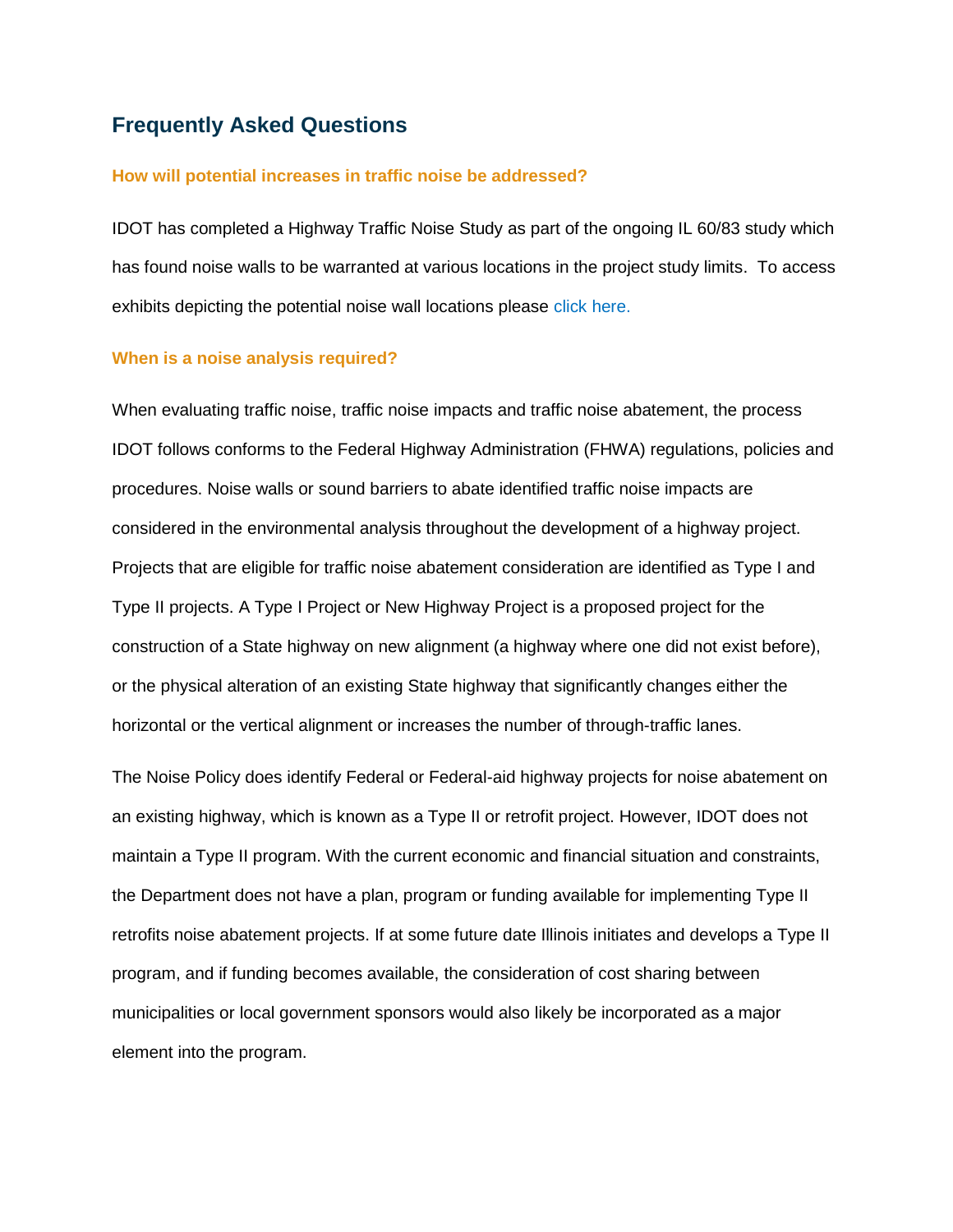## Frequently Asked Questions

### How will potential increases in traffic noise be addressed?

IDOT has completed a Highway Traffic Noise Study as part of the ongoing IL 60/83 study which has found noise walls to be warranted at various locations in the project study limits. To access exhibits depicting the potential noise wall locations please click here.

### When is a noise analysis required?

When evaluating traffic noise, traffic noise impacts and traffic noise abatement, the process IDOT follows conforms to the Federal Highway Administration (FHWA) regulations, policies and procedures. Noise walls or sound barriers to abate identified traffic noise impacts are considered in the environmental analysis throughout the development of a highway project. Projects that are eligible for traffic noise abatement consideration are identified as Type I and Type II projects. A Type I Project or New Highway Project is a proposed project for the construction of a State highway on new alignment (a highway where one did not exist before), or the physical alteration of an existing State highway that significantly changes either the horizontal or the vertical alignment or increases the number of through-traffic lanes.

The Noise Policy does identify Federal or Federal-aid highway projects for noise abatement on an existing highway, which is known as a Type II or retrofit project. However, IDOT does not maintain a Type II program. With the current economic and financial situation and constraints, the Department does not have a plan, program or funding available for implementing Type II retrofits noise abatement projects. If at some future date Illinois initiates and develops a Type II program, and if funding becomes available, the consideration of cost sharing between municipalities or local government sponsors would also likely be incorporated as a major element into the program.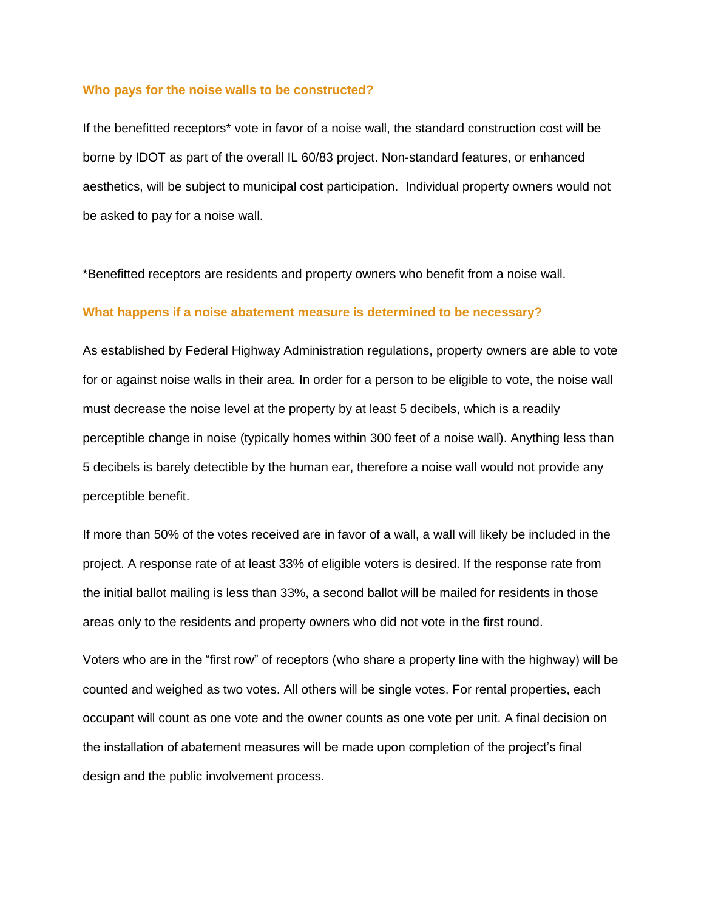### Who pays for the noise walls to be constructed?

If the benefitted receptors* vote in favor of a noise wall, the standard construction cost will be borne by IDOT as part of the overall IL 60/83 project. Non-standard features, or enhanced aesthetics, will be subject to municipal cost participation. Individual property owners would not be asked to pay for a noise wall.

*Benefitted receptors are residents and property owners who benefit from a noise wall.

### What happens if a noise abatement measure is determined to be necessary?

As established by Federal Highway Administration regulations, property owners are able to vote for or against noise walls in their area. In order for a person to be eligible to vote, the noise wall must decrease the noise level at the property by at least 5 decibels, which is a readily perceptible change in noise (typically homes within 300 feet of a noise wall). Anything less than 5 decibels is barely detectible by the human ear, therefore a noise wall would not provide any perceptible benefit.

If more than 50% of the votes received are in favor of a wall, a wall will likely be included in the project. A response rate of at least 33% of eligible voters is desired. If the response rate from the initial ballot mailing is less than 33%, a second ballot will be mailed for residents in those areas only to the residents and property owners who did not vote in the first round.

Voters who are in the "first row" of receptors (who share a property line with the highway) will be counted and weighed as two votes. All others will be single votes. For rental properties, each occupant will count as one vote and the owner counts as one vote per unit. A final decision on the installation of abatement measures will be made upon completion of the project's final design and the public involvement process.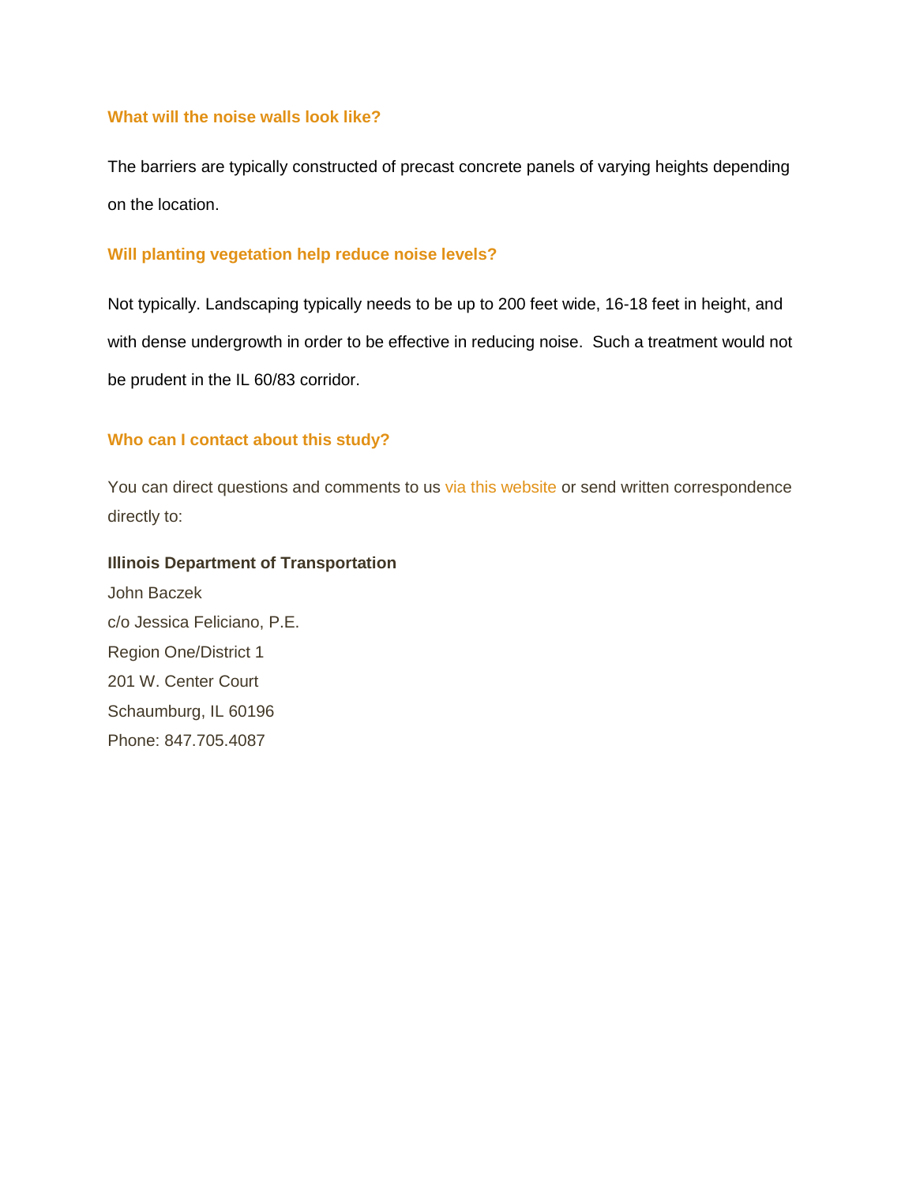### What will the noise walls look like?

The barriers are typically constructed of precast concrete panels of varying heights depending on the location.

### Will planting vegetation help reduce noise levels?

Not typically. Landscaping typically needs to be up to 200 feet wide, 16-18 feet in height, and with dense undergrowth in order to be effective in reducing noise. Such a treatment would not be prudent in the IL 60/83 corridor.

### Who can I contact about this study?

You can direct questions and comments to us via this website or send written correspondence directly to:

**Illinois Department of Transportation**
John Baczek
c/o Jessica Feliciano, P.E.
Region One/District 1
201 W. Center Court
Schaumburg, IL 60196
Phone: 847.705.4087